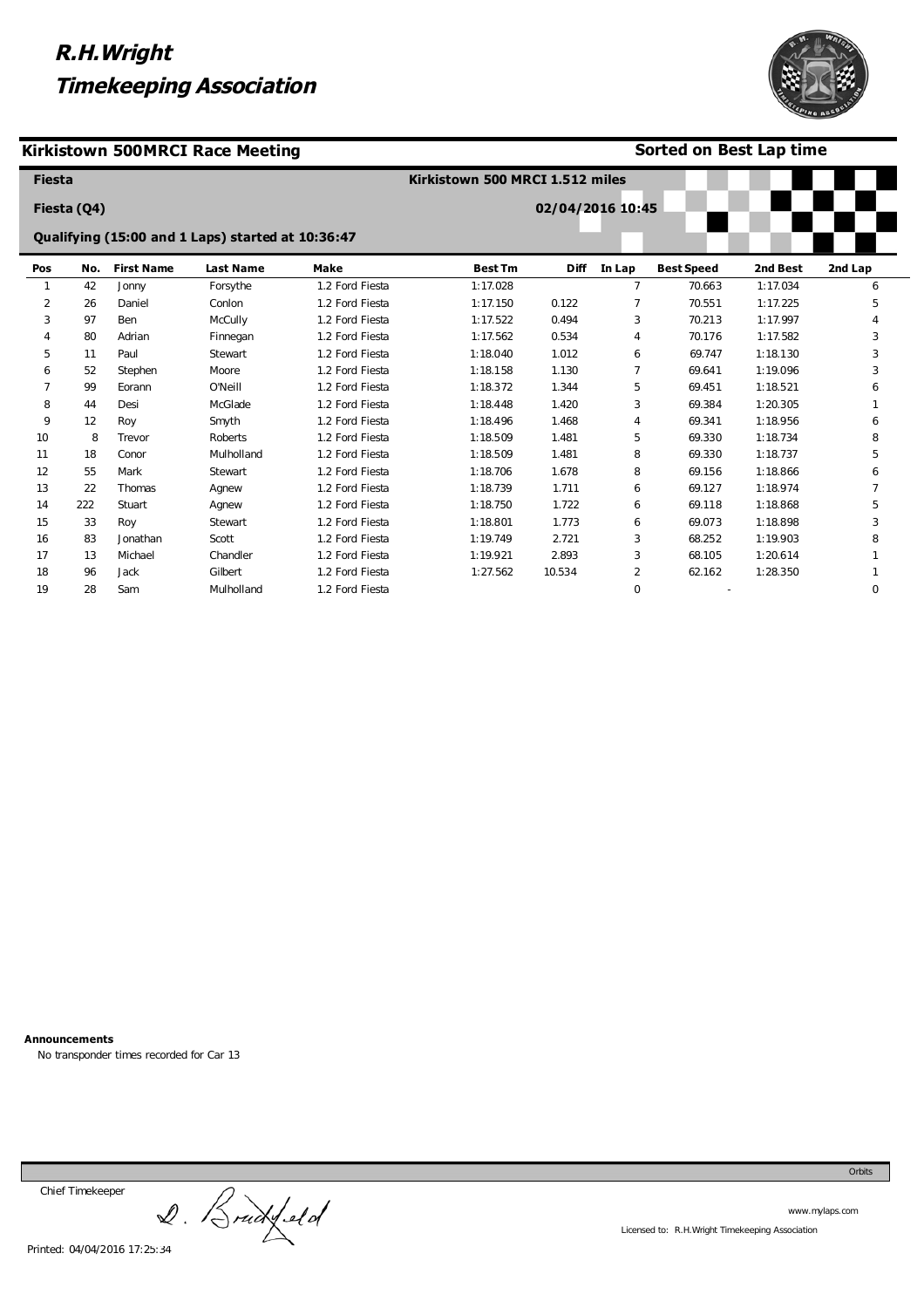# R.H.Wright Timekeeping Association

## Kirkistown 500MRCI Race Meeting

**Sorted on Best Lap time**

**Fiesta**

**Kirkistown 500 MRCI 1.512 miles**

**Fiesta (Q4)**

**02/04/2016 10:45**

**Qualifying (15:00 and 1 Laps) started at 10:36:47**

| Pos | No. | First Name | Last Name | Make | Best Tm | Diff | In Lap | Best Speed | 2nd Best | 2nd Lap |
|---|---|---|---|---|---|---|---|---|---|---|
| 1 | 42 | Jonny | Forsythe | 1.2 Ford Fiesta | 1:17.028 | | 7 | 70.663 | 1:17.034 | 6 |
| 2 | 26 | Daniel | Conlon | 1.2 Ford Fiesta | 1:17.150 | 0.122 | 7 | 70.551 | 1:17.225 | 5 |
| 3 | 97 | Ben | McCully | 1.2 Ford Fiesta | 1:17.522 | 0.494 | 3 | 70.213 | 1:17.997 | 4 |
| 4 | 80 | Adrian | Finnegan | 1.2 Ford Fiesta | 1:17.562 | 0.534 | 4 | 70.176 | 1:17.582 | 3 |
| 5 | 11 | Paul | Stewart | 1.2 Ford Fiesta | 1:18.040 | 1.012 | 6 | 69.747 | 1:18.130 | 3 |
| 6 | 52 | Stephen | Moore | 1.2 Ford Fiesta | 1:18.158 | 1.130 | 7 | 69.641 | 1:19.096 | 3 |
| 7 | 99 | Eorann | O'Neill | 1.2 Ford Fiesta | 1:18.372 | 1.344 | 5 | 69.451 | 1:18.521 | 6 |
| 8 | 44 | Desi | McGlade | 1.2 Ford Fiesta | 1:18.448 | 1.420 | 3 | 69.384 | 1:20.305 | 1 |
| 9 | 12 | Roy | Smyth | 1.2 Ford Fiesta | 1:18.496 | 1.468 | 4 | 69.341 | 1:18.956 | 6 |
| 10 | 8 | Trevor | Roberts | 1.2 Ford Fiesta | 1:18.509 | 1.481 | 5 | 69.330 | 1:18.734 | 8 |
| 11 | 18 | Conor | Mulholland | 1.2 Ford Fiesta | 1:18.509 | 1.481 | 8 | 69.330 | 1:18.737 | 5 |
| 12 | 55 | Mark | Stewart | 1.2 Ford Fiesta | 1:18.706 | 1.678 | 8 | 69.156 | 1:18.866 | 6 |
| 13 | 22 | Thomas | Agnew | 1.2 Ford Fiesta | 1:18.739 | 1.711 | 6 | 69.127 | 1:18.974 | 7 |
| 14 | 222 | Stuart | Agnew | 1.2 Ford Fiesta | 1:18.750 | 1.722 | 6 | 69.118 | 1:18.868 | 5 |
| 15 | 33 | Roy | Stewart | 1.2 Ford Fiesta | 1:18.801 | 1.773 | 6 | 69.073 | 1:18.898 | 3 |
| 16 | 83 | Jonathan | Scott | 1.2 Ford Fiesta | 1:19.749 | 2.721 | 3 | 68.252 | 1:19.903 | 8 |
| 17 | 13 | Michael | Chandler | 1.2 Ford Fiesta | 1:19.921 | 2.893 | 3 | 68.105 | 1:20.614 | 1 |
| 18 | 96 | Jack | Gilbert | 1.2 Ford Fiesta | 1:27.562 | 10.534 | 2 | 62.162 | 1:28.350 | 1 |
| 19 | 28 | Sam | Mulholland | 1.2 Ford Fiesta | | | 0 | - | | 0 |

**Announcements**

No transponder times recorded for Car 13

Chief Timekeeper D. Bradfield

Printed: 04/04/2016 17:25:34

Orbits

www.mylaps.com

Licensed to: R.H.Wright Timekeeping Association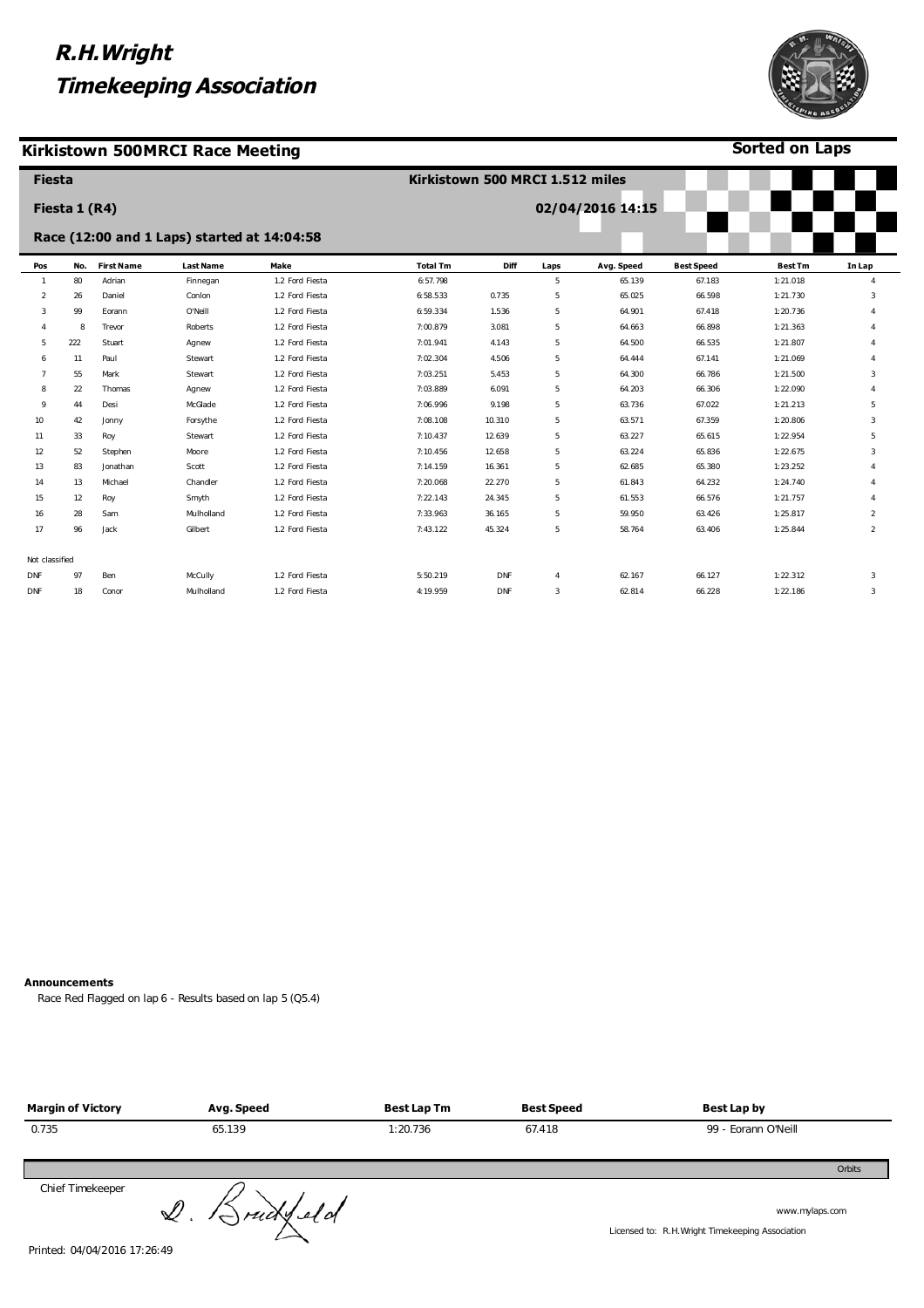# R.H.Wright Timekeeping Association

## Kirkistown 500MRCI Race Meeting

**Sorted on Laps**

**Fiesta** — **Kirkistown 500 MRCI 1.512 miles**

**Fiesta 1 (R4)** — **02/04/2016 14:15**

**Race (12:00 and 1 Laps) started at 14:04:58**

| Pos | No. | First Name | Last Name | Make | Total Tm | Diff | Laps | Avg. Speed | Best Speed | Best Tm | In Lap |
|---|---|---|---|---|---|---|---|---|---|---|---|
| 1 | 80 | Adrian | Finnegan | 1.2 Ford Fiesta | 6:57.798 | | 5 | 65.139 | 67.183 | 1:21.018 | 4 |
| 2 | 26 | Daniel | Conlon | 1.2 Ford Fiesta | 6:58.533 | 0.735 | 5 | 65.025 | 66.598 | 1:21.730 | 3 |
| 3 | 99 | Eorann | O'Neill | 1.2 Ford Fiesta | 6:59.334 | 1.536 | 5 | 64.901 | 67.418 | 1:20.736 | 4 |
| 4 | 8 | Trevor | Roberts | 1.2 Ford Fiesta | 7:00.879 | 3.081 | 5 | 64.663 | 66.898 | 1:21.363 | 4 |
| 5 | 222 | Stuart | Agnew | 1.2 Ford Fiesta | 7:01.941 | 4.143 | 5 | 64.500 | 66.535 | 1:21.807 | 4 |
| 6 | 11 | Paul | Stewart | 1.2 Ford Fiesta | 7:02.304 | 4.506 | 5 | 64.444 | 67.141 | 1:21.069 | 4 |
| 7 | 55 | Mark | Stewart | 1.2 Ford Fiesta | 7:03.251 | 5.453 | 5 | 64.300 | 66.786 | 1:21.500 | 3 |
| 8 | 22 | Thomas | Agnew | 1.2 Ford Fiesta | 7:03.889 | 6.091 | 5 | 64.203 | 66.306 | 1:22.090 | 4 |
| 9 | 44 | Desi | McGlade | 1.2 Ford Fiesta | 7:06.996 | 9.198 | 5 | 63.736 | 67.022 | 1:21.213 | 5 |
| 10 | 42 | Jonny | Forsythe | 1.2 Ford Fiesta | 7:08.108 | 10.310 | 5 | 63.571 | 67.359 | 1:20.806 | 3 |
| 11 | 33 | Roy | Stewart | 1.2 Ford Fiesta | 7:10.437 | 12.639 | 5 | 63.227 | 65.615 | 1:22.954 | 5 |
| 12 | 52 | Stephen | Moore | 1.2 Ford Fiesta | 7:10.456 | 12.658 | 5 | 63.224 | 65.836 | 1:22.675 | 3 |
| 13 | 83 | Jonathan | Scott | 1.2 Ford Fiesta | 7:14.159 | 16.361 | 5 | 62.685 | 65.380 | 1:23.252 | 4 |
| 14 | 13 | Michael | Chandler | 1.2 Ford Fiesta | 7:20.068 | 22.270 | 5 | 61.843 | 64.232 | 1:24.740 | 4 |
| 15 | 12 | Roy | Smyth | 1.2 Ford Fiesta | 7:22.143 | 24.345 | 5 | 61.553 | 66.576 | 1:21.757 | 4 |
| 16 | 28 | Sam | Mulholland | 1.2 Ford Fiesta | 7:33.963 | 36.165 | 5 | 59.950 | 63.426 | 1:25.817 | 2 |
| 17 | 96 | Jack | Gilbert | 1.2 Ford Fiesta | 7:43.122 | 45.324 | 5 | 58.764 | 63.406 | 1:25.844 | 2 |
| Not classified | | | | | | | | | | | |
| DNF | 97 | Ben | McCully | 1.2 Ford Fiesta | 5:50.219 | DNF | 4 | 62.167 | 66.127 | 1:22.312 | 3 |
| DNF | 18 | Conor | Mulholland | 1.2 Ford Fiesta | 4:19.959 | DNF | 3 | 62.814 | 66.228 | 1:22.186 | 3 |

**Announcements**

Race Red Flagged on lap 6 - Results based on lap 5 (Q5.4)

| Margin of Victory | Avg. Speed | Best Lap Tm | Best Speed | Best Lap by |
|---|---|---|---|---|
| 0.735 | 65.139 | 1:20.736 | 67.418 | 99 - Eorann O'Neill |

Orbits

Chief Timekeeper

www.mylaps.com

Licensed to: R.H.Wright Timekeeping Association

Printed: 04/04/2016 17:26:49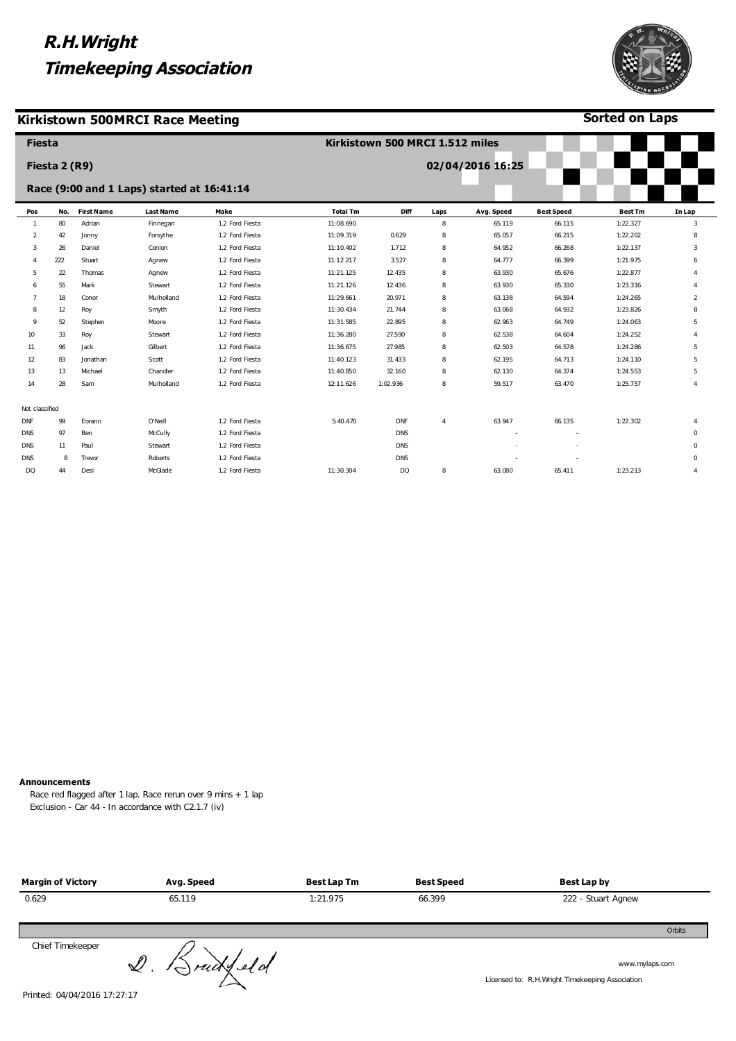# R.H.Wright Timekeeping Association

## Kirkistown 500MRCI Race Meeting

**Sorted on Laps**

**Fiesta** — Kirkistown 500 MRCI 1.512 miles

**Fiesta 2 (R9)** — 02/04/2016 16:25

**Race (9:00 and 1 Laps) started at 16:41:14**

| Pos | No. | First Name | Last Name | Make | Total Tm | Diff | Laps | Avg. Speed | Best Speed | Best Tm | In Lap |
|---|---|---|---|---|---|---|---|---|---|---|---|
| 1 | 80 | Adrian | Finnegan | 1.2 Ford Fiesta | 11:08.690 | | 8 | 65.119 | 66.115 | 1:22.327 | 3 |
| 2 | 42 | Jonny | Forsythe | 1.2 Ford Fiesta | 11:09.319 | 0.629 | 8 | 65.057 | 66.215 | 1:22.202 | 8 |
| 3 | 26 | Daniel | Conlon | 1.2 Ford Fiesta | 11:10.402 | 1.712 | 8 | 64.952 | 66.268 | 1:22.137 | 3 |
| 4 | 222 | Stuart | Agnew | 1.2 Ford Fiesta | 11:12.217 | 3.527 | 8 | 64.777 | 66.399 | 1:21.975 | 6 |
| 5 | 22 | Thomas | Agnew | 1.2 Ford Fiesta | 11:21.125 | 12.435 | 8 | 63.930 | 65.676 | 1:22.877 | 4 |
| 6 | 55 | Mark | Stewart | 1.2 Ford Fiesta | 11:21.126 | 12.436 | 8 | 63.930 | 65.330 | 1:23.316 | 4 |
| 7 | 18 | Conor | Mulholland | 1.2 Ford Fiesta | 11:29.661 | 20.971 | 8 | 63.138 | 64.594 | 1:24.265 | 2 |
| 8 | 12 | Roy | Smyth | 1.2 Ford Fiesta | 11:30.434 | 21.744 | 8 | 63.068 | 64.932 | 1:23.826 | 8 |
| 9 | 52 | Stephen | Moore | 1.2 Ford Fiesta | 11:31.585 | 22.895 | 8 | 62.963 | 64.749 | 1:24.063 | 5 |
| 10 | 33 | Roy | Stewart | 1.2 Ford Fiesta | 11:36.280 | 27.590 | 8 | 62.538 | 64.604 | 1:24.252 | 4 |
| 11 | 96 | Jack | Gilbert | 1.2 Ford Fiesta | 11:36.675 | 27.985 | 8 | 62.503 | 64.578 | 1:24.286 | 5 |
| 12 | 83 | Jonathan | Scott | 1.2 Ford Fiesta | 11:40.123 | 31.433 | 8 | 62.195 | 64.713 | 1:24.110 | 5 |
| 13 | 13 | Michael | Chandler | 1.2 Ford Fiesta | 11:40.850 | 32.160 | 8 | 62.130 | 64.374 | 1:24.553 | 5 |
| 14 | 28 | Sam | Mulholland | 1.2 Ford Fiesta | 12:11.626 | 1:02.936 | 8 | 59.517 | 63.470 | 1:25.757 | 4 |
| Not classified | | | | | | | | | | | |
| DNF | 99 | Eorann | O'Neill | 1.2 Ford Fiesta | 5:40.470 | DNF | 4 | 63.947 | 66.135 | 1:22.302 | 4 |
| DNS | 97 | Ben | McCully | 1.2 Ford Fiesta | | DNS | | - | - | | 0 |
| DNS | 11 | Paul | Stewart | 1.2 Ford Fiesta | | DNS | | - | - | | 0 |
| DNS | 8 | Trevor | Roberts | 1.2 Ford Fiesta | | DNS | | - | - | | 0 |
| DQ | 44 | Desi | McGlade | 1.2 Ford Fiesta | 11:30.304 | DQ | 8 | 63.080 | 65.411 | 1:23.213 | 4 |

**Announcements**

Race red flagged after 1 lap. Race rerun over 9 mins + 1 lap

Exclusion - Car 44 - In accordance with C2.1.7 (iv)

| Margin of Victory | Avg. Speed | Best Lap Tm | Best Speed | Best Lap by |
|---|---|---|---|---|
| 0.629 | 65.119 | 1:21.975 | 66.399 | 222 - Stuart Agnew |

Orbits

Chief Timekeeper

D. Brickfield

www.mylaps.com

Licensed to: R.H.Wright Timekeeping Association

Printed: 04/04/2016 17:27:17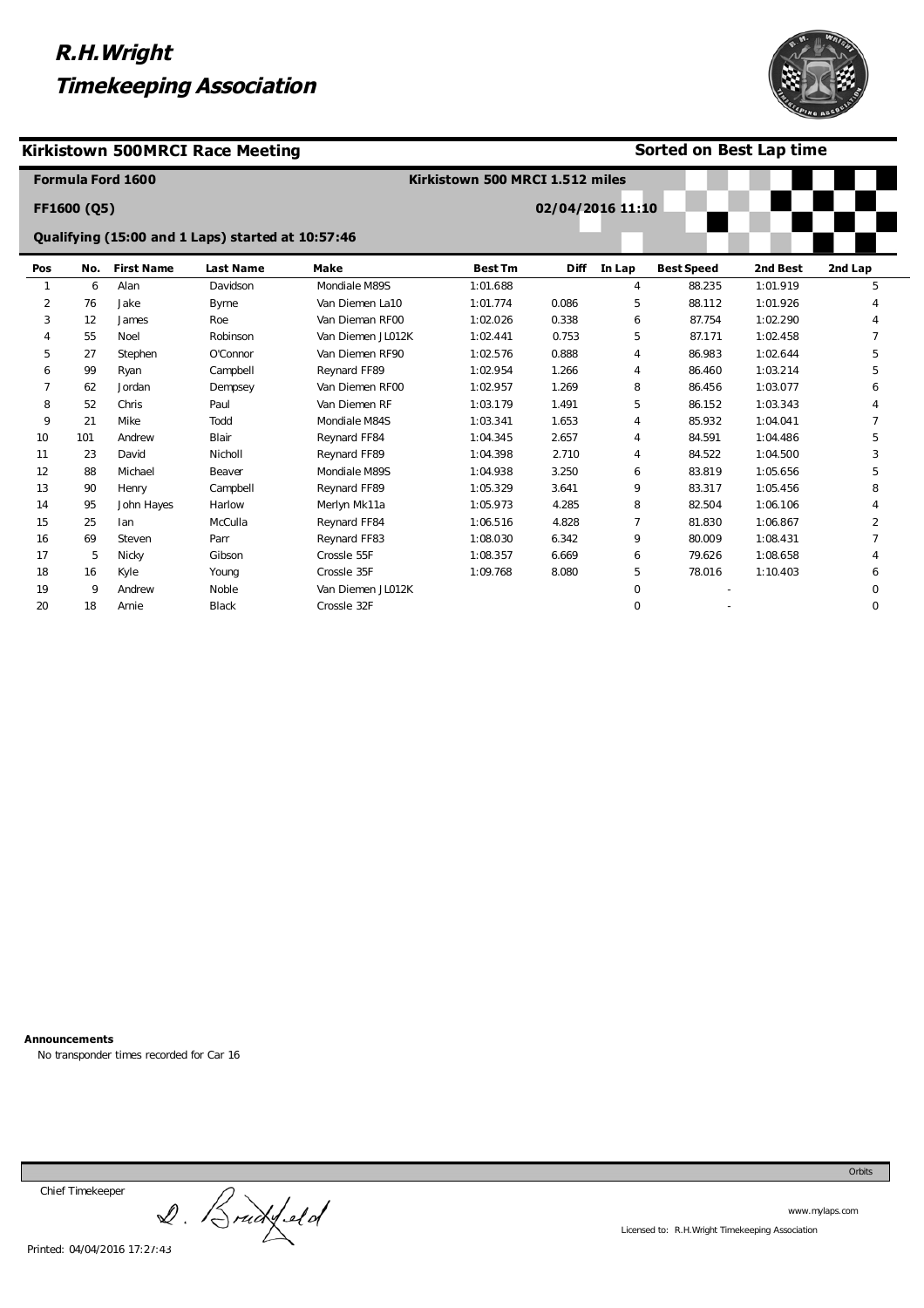# R.H.Wright Timekeeping Association

## Kirkistown 500MRCI Race Meeting

**Sorted on Best Lap time**

**Formula Ford 1600**

**FF1600 (Q5)**

**Qualifying (15:00 and 1 Laps) started at 10:57:46**

**Kirkistown 500 MRCI 1.512 miles**

**02/04/2016 11:10**

| Pos | No. | First Name | Last Name | Make | Best Tm | Diff | In Lap | Best Speed | 2nd Best | 2nd Lap |
|---|---|---|---|---|---|---|---|---|---|---|
| 1 | 6 | Alan | Davidson | Mondiale M89S | 1:01.688 | | 4 | 88.235 | 1:01.919 | 5 |
| 2 | 76 | Jake | Byrne | Van Diemen La10 | 1:01.774 | 0.086 | 5 | 88.112 | 1:01.926 | 4 |
| 3 | 12 | James | Roe | Van Dieman RF00 | 1:02.026 | 0.338 | 6 | 87.754 | 1:02.290 | 4 |
| 4 | 55 | Noel | Robinson | Van Diemen JL012K | 1:02.441 | 0.753 | 5 | 87.171 | 1:02.458 | 7 |
| 5 | 27 | Stephen | O'Connor | Van Diemen RF90 | 1:02.576 | 0.888 | 4 | 86.983 | 1:02.644 | 5 |
| 6 | 99 | Ryan | Campbell | Reynard FF89 | 1:02.954 | 1.266 | 4 | 86.460 | 1:03.214 | 5 |
| 7 | 62 | Jordan | Dempsey | Van Diemen RF00 | 1:02.957 | 1.269 | 8 | 86.456 | 1:03.077 | 6 |
| 8 | 52 | Chris | Paul | Van Diemen RF | 1:03.179 | 1.491 | 5 | 86.152 | 1:03.343 | 4 |
| 9 | 21 | Mike | Todd | Mondiale M84S | 1:03.341 | 1.653 | 4 | 85.932 | 1:04.041 | 7 |
| 10 | 101 | Andrew | Blair | Reynard FF84 | 1:04.345 | 2.657 | 4 | 84.591 | 1:04.486 | 5 |
| 11 | 23 | David | Nicholl | Reynard FF89 | 1:04.398 | 2.710 | 4 | 84.522 | 1:04.500 | 3 |
| 12 | 88 | Michael | Beaver | Mondiale M89S | 1:04.938 | 3.250 | 6 | 83.819 | 1:05.656 | 5 |
| 13 | 90 | Henry | Campbell | Reynard FF89 | 1:05.329 | 3.641 | 9 | 83.317 | 1:05.456 | 8 |
| 14 | 95 | John Hayes | Harlow | Merlyn Mk11a | 1:05.973 | 4.285 | 8 | 82.504 | 1:06.106 | 4 |
| 15 | 25 | Ian | McCulla | Reynard FF84 | 1:06.516 | 4.828 | 7 | 81.830 | 1:06.867 | 2 |
| 16 | 69 | Steven | Parr | Reynard FF83 | 1:08.030 | 6.342 | 9 | 80.009 | 1:08.431 | 7 |
| 17 | 5 | Nicky | Gibson | Crossle 55F | 1:08.357 | 6.669 | 6 | 79.626 | 1:08.658 | 4 |
| 18 | 16 | Kyle | Young | Crossle 35F | 1:09.768 | 8.080 | 5 | 78.016 | 1:10.403 | 6 |
| 19 | 9 | Andrew | Noble | Van Diemen JL012K | | | 0 | - | | 0 |
| 20 | 18 | Arnie | Black | Crossle 32F | | | 0 | - | | 0 |

**Announcements**

No transponder times recorded for Car 16

Chief Timekeeper

Printed: 04/04/2016 17:27:43

Orbits

www.mylaps.com

Licensed to: R.H.Wright Timekeeping Association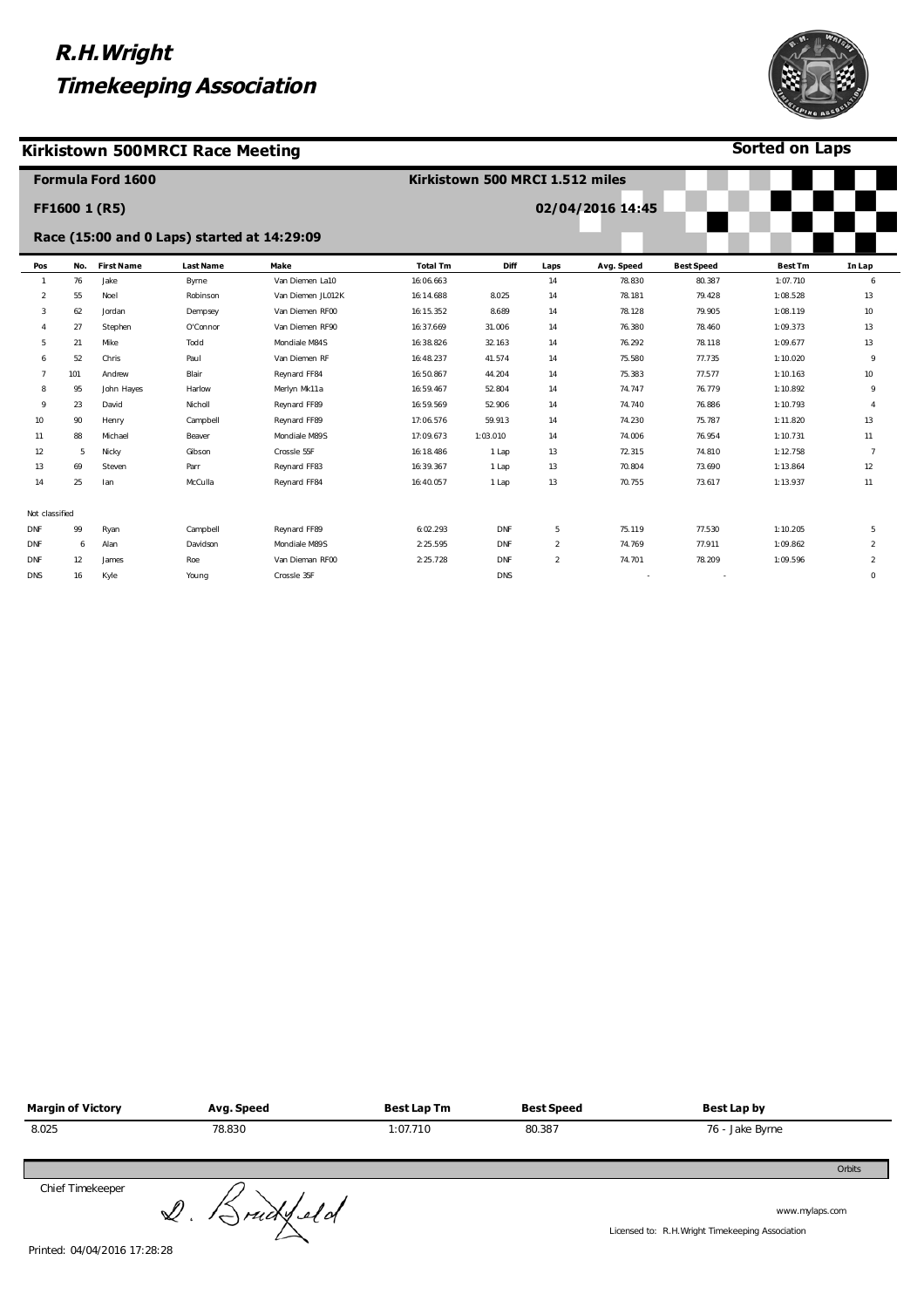# R.H.Wright Timekeeping Association

## Kirkistown 500MRCI Race Meeting

**Sorted on Laps**

### Formula Ford 1600

**Kirkistown 500 MRCI 1.512 miles**

**FF1600 1 (R5)**

**02/04/2016 14:45**

**Race (15:00 and 0 Laps) started at 14:29:09**

| Pos | No. | First Name | Last Name | Make | Total Tm | Diff | Laps | Avg. Speed | Best Speed | Best Tm | In Lap |
|---|---|---|---|---|---|---|---|---|---|---|---|
| 1 | 76 | Jake | Byrne | Van Diemen La10 | 16:06.663 | | 14 | 78.830 | 80.387 | 1:07.710 | 6 |
| 2 | 55 | Noel | Robinson | Van Diemen JL012K | 16:14.688 | 8.025 | 14 | 78.181 | 79.428 | 1:08.528 | 13 |
| 3 | 62 | Jordan | Dempsey | Van Diemen RF00 | 16:15.352 | 8.689 | 14 | 78.128 | 79.905 | 1:08.119 | 10 |
| 4 | 27 | Stephen | O'Connor | Van Diemen RF90 | 16:37.669 | 31.006 | 14 | 76.380 | 78.460 | 1:09.373 | 13 |
| 5 | 21 | Mike | Todd | Mondiale M84S | 16:38.826 | 32.163 | 14 | 76.292 | 78.118 | 1:09.677 | 13 |
| 6 | 52 | Chris | Paul | Van Diemen RF | 16:48.237 | 41.574 | 14 | 75.580 | 77.735 | 1:10.020 | 9 |
| 7 | 101 | Andrew | Blair | Reynard FF84 | 16:50.867 | 44.204 | 14 | 75.383 | 77.577 | 1:10.163 | 10 |
| 8 | 95 | John Hayes | Harlow | Merlyn Mk11a | 16:59.467 | 52.804 | 14 | 74.747 | 76.779 | 1:10.892 | 9 |
| 9 | 23 | David | Nicholl | Reynard FF89 | 16:59.569 | 52.906 | 14 | 74.740 | 76.886 | 1:10.793 | 4 |
| 10 | 90 | Henry | Campbell | Reynard FF89 | 17:06.576 | 59.913 | 14 | 74.230 | 75.787 | 1:11.820 | 13 |
| 11 | 88 | Michael | Beaver | Mondiale M89S | 17:09.673 | 1:03.010 | 14 | 74.006 | 76.954 | 1:10.731 | 11 |
| 12 | 5 | Nicky | Gibson | Crossle 55F | 16:18.486 | 1 Lap | 13 | 72.315 | 74.810 | 1:12.758 | 7 |
| 13 | 69 | Steven | Parr | Reynard FF83 | 16:39.367 | 1 Lap | 13 | 70.804 | 73.690 | 1:13.864 | 12 |
| 14 | 25 | Ian | McCulla | Reynard FF84 | 16:40.057 | 1 Lap | 13 | 70.755 | 73.617 | 1:13.937 | 11 |
| Not classified | | | | | | | | | | | |
| DNF | 99 | Ryan | Campbell | Reynard FF89 | 6:02.293 | DNF | 5 | 75.119 | 77.530 | 1:10.205 | 5 |
| DNF | 6 | Alan | Davidson | Mondiale M89S | 2:25.595 | DNF | 2 | 74.769 | 77.911 | 1:09.862 | 2 |
| DNF | 12 | James | Roe | Van Dieman RF00 | 2:25.728 | DNF | 2 | 74.701 | 78.209 | 1:09.596 | 2 |
| DNS | 16 | Kyle | Young | Crossle 35F | | DNS | | - | - | | 0 |

| Margin of Victory | Avg. Speed | Best Lap Tm | Best Speed | Best Lap by |
|---|---|---|---|---|
| 8.025 | 78.830 | 1:07.710 | 80.387 | 76 - Jake Byrne |

Orbits

Chief Timekeeper D. Bradfield

www.mylaps.com

Licensed to: R.H.Wright Timekeeping Association

Printed: 04/04/2016 17:28:28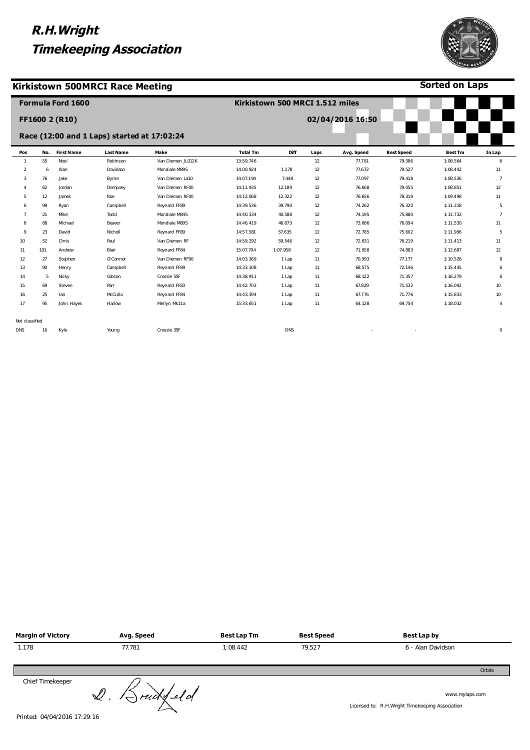# R.H.Wright Timekeeping Association

## Kirkistown 500MRCI Race Meeting

**Sorted on Laps**

**Formula Ford 1600** — **Kirkistown 500 MRCI 1.512 miles**

**FF1600 2 (R10)** — **02/04/2016 16:50**

**Race (12:00 and 1 Laps) started at 17:02:24**

| Pos | No. | First Name | Last Name | Make | Total Tm | Diff | Laps | Avg. Speed | Best Speed | Best Tm | In Lap |
|---|---|---|---|---|---|---|---|---|---|---|---|
| 1 | 55 | Noel | Robinson | Van Diemen JL012K | 13:59.746 | | 12 | 77.781 | 79.386 | 1:08.564 | 6 |
| 2 | 6 | Alan | Davidson | Mondiale M89S | 14:00.924 | 1.178 | 12 | 77.672 | 79.527 | 1:08.442 | 11 |
| 3 | 76 | Jake | Byrne | Van Diemen La10 | 14:07.194 | 7.448 | 12 | 77.097 | 79.418 | 1:08.536 | 7 |
| 4 | 62 | Jordan | Dempsey | Van Diemen RF00 | 14:11.935 | 12.189 | 12 | 76.668 | 79.055 | 1:08.851 | 12 |
| 5 | 12 | James | Roe | Van Dieman RF00 | 14:12.068 | 12.322 | 12 | 76.656 | 78.319 | 1:09.498 | 11 |
| 6 | 99 | Ryan | Campbell | Reynard FF89 | 14:39.536 | 39.790 | 12 | 74.262 | 76.320 | 1:11.318 | 5 |
| 7 | 21 | Mike | Todd | Mondiale M84S | 14:40.334 | 40.588 | 12 | 74.195 | 75.880 | 1:11.732 | 7 |
| 8 | 88 | Michael | Beaver | Mondiale M89S | 14:46.419 | 46.673 | 12 | 73.686 | 76.094 | 1:11.530 | 11 |
| 9 | 23 | David | Nicholl | Reynard FF89 | 14:57.381 | 57.635 | 12 | 72.785 | 75.602 | 1:11.996 | 5 |
| 10 | 52 | Chris | Paul | Van Diemen RF | 14:59.292 | 59.546 | 12 | 72.631 | 76.219 | 1:11.413 | 11 |
| 11 | 101 | Andrew | Blair | Reynard FF84 | 15:07.704 | 1:07.958 | 12 | 71.958 | 74.883 | 1:12.687 | 12 |
| 12 | 27 | Stephen | O'Connor | Van Diemen RF90 | 14:03.369 | 1 Lap | 11 | 70.993 | 77.177 | 1:10.526 | 8 |
| 13 | 90 | Henry | Campbell | Reynard FF89 | 14:33.108 | 1 Lap | 11 | 68.575 | 72.146 | 1:15.445 | 6 |
| 14 | 5 | Nicky | Gibson | Crossle 55F | 14:38.911 | 1 Lap | 11 | 68.122 | 71.357 | 1:16.279 | 6 |
| 15 | 69 | Steven | Parr | Reynard FF83 | 14:42.703 | 1 Lap | 11 | 67.829 | 71.532 | 1:16.092 | 10 |
| 16 | 25 | Ian | McCulla | Reynard FF84 | 14:43.394 | 1 Lap | 11 | 67.776 | 71.776 | 1:15.833 | 10 |
| 17 | 95 | John Hayes | Harlow | Merlyn Mk11a | 15:33.651 | 1 Lap | 11 | 64.128 | 69.754 | 1:18.032 | 4 |
| Not classified | | | | | | | | | | | |
| DNS | 16 | Kyle | Young | Crossle 35F | | DNS | | - | - | | 0 |

| Margin of Victory | Avg. Speed | Best Lap Tm | Best Speed | Best Lap by |
|---|---|---|---|---|
| 1.178 | 77.781 | 1:08.442 | 79.527 | 6 - Alan Davidson |

Orbits

Chief Timekeeper

www.mylaps.com

Licensed to: R.H.Wright Timekeeping Association

Printed: 04/04/2016 17:29:16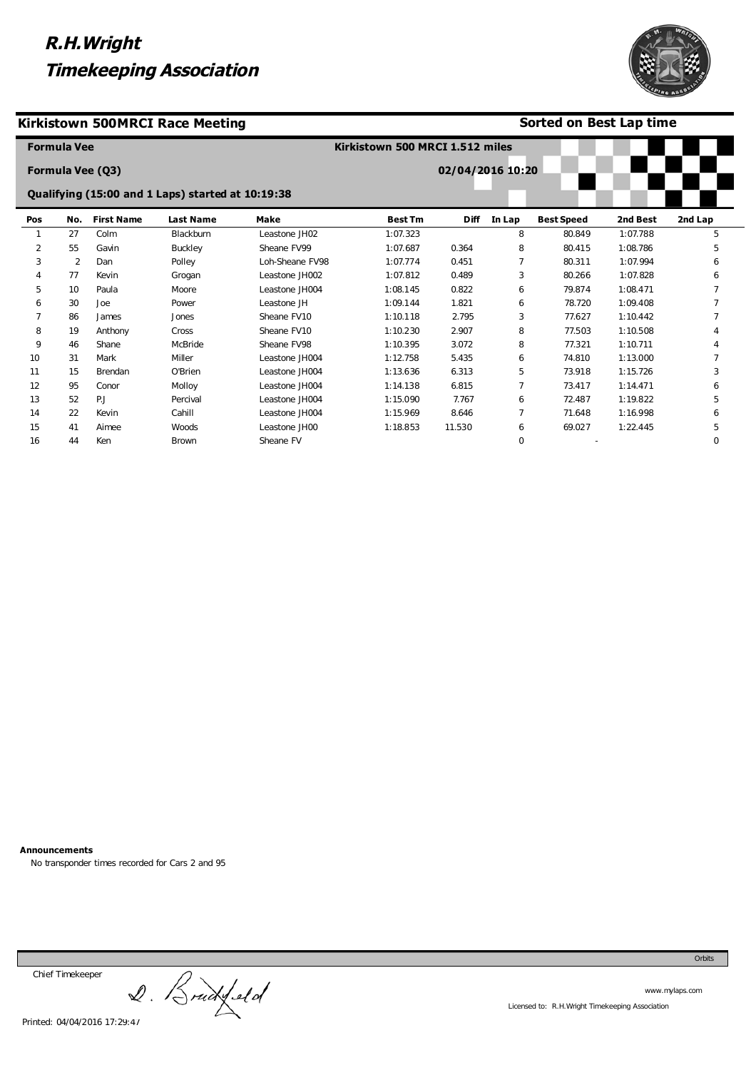# R.H.Wright Timekeeping Association

## Kirkistown 500MRCI Race Meeting

**Sorted on Best Lap time**

**Formula Vee**

**Kirkistown 500 MRCI 1.512 miles**

**Formula Vee (Q3)**

**02/04/2016 10:20**

**Qualifying (15:00 and 1 Laps) started at 10:19:38**

| Pos | No. | First Name | Last Name | Make | Best Tm | Diff | In Lap | Best Speed | 2nd Best | 2nd Lap |
|---|---|---|---|---|---|---|---|---|---|---|
| 1 | 27 | Colm | Blackburn | Leastone JH02 | 1:07.323 | | 8 | 80.849 | 1:07.788 | 5 |
| 2 | 55 | Gavin | Buckley | Sheane FV99 | 1:07.687 | 0.364 | 8 | 80.415 | 1:08.786 | 5 |
| 3 | 2 | Dan | Polley | Loh-Sheane FV98 | 1:07.774 | 0.451 | 7 | 80.311 | 1:07.994 | 6 |
| 4 | 77 | Kevin | Grogan | Leastone JH002 | 1:07.812 | 0.489 | 3 | 80.266 | 1:07.828 | 6 |
| 5 | 10 | Paula | Moore | Leastone JH004 | 1:08.145 | 0.822 | 6 | 79.874 | 1:08.471 | 7 |
| 6 | 30 | Joe | Power | Leastone JH | 1:09.144 | 1.821 | 6 | 78.720 | 1:09.408 | 7 |
| 7 | 86 | James | Jones | Sheane FV10 | 1:10.118 | 2.795 | 3 | 77.627 | 1:10.442 | 7 |
| 8 | 19 | Anthony | Cross | Sheane FV10 | 1:10.230 | 2.907 | 8 | 77.503 | 1:10.508 | 4 |
| 9 | 46 | Shane | McBride | Sheane FV98 | 1:10.395 | 3.072 | 8 | 77.321 | 1:10.711 | 4 |
| 10 | 31 | Mark | Miller | Leastone JH004 | 1:12.758 | 5.435 | 6 | 74.810 | 1:13.000 | 7 |
| 11 | 15 | Brendan | O'Brien | Leastone JH004 | 1:13.636 | 6.313 | 5 | 73.918 | 1:15.726 | 3 |
| 12 | 95 | Conor | Molloy | Leastone JH004 | 1:14.138 | 6.815 | 7 | 73.417 | 1:14.471 | 6 |
| 13 | 52 | P.J | Percival | Leastone JH004 | 1:15.090 | 7.767 | 6 | 72.487 | 1:19.822 | 5 |
| 14 | 22 | Kevin | Cahill | Leastone JH004 | 1:15.969 | 8.646 | 7 | 71.648 | 1:16.998 | 6 |
| 15 | 41 | Aimee | Woods | Leastone JH00 | 1:18.853 | 11.530 | 6 | 69.027 | 1:22.445 | 5 |
| 16 | 44 | Ken | Brown | Sheane FV | | | 0 | - | | 0 |

**Announcements**

No transponder times recorded for Cars 2 and 95

Chief Timekeeper

Printed: 04/04/2016 17:29:47

Orbits

www.mylaps.com

Licensed to: R.H.Wright Timekeeping Association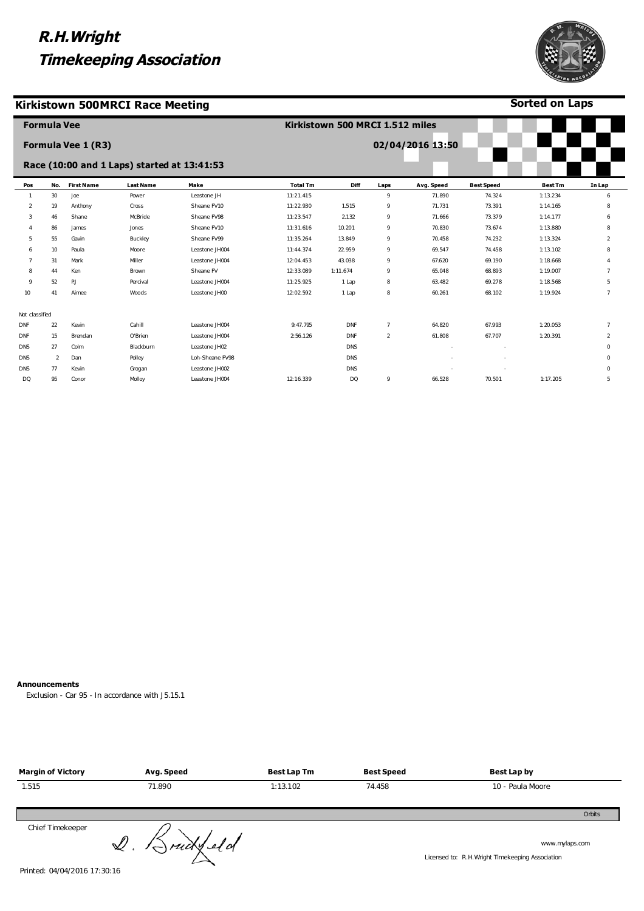# R.H.Wright Timekeeping Association

## Kirkistown 500MRCI Race Meeting

**Sorted on Laps**

**Formula Vee** — **Kirkistown 500 MRCI 1.512 miles**

**Formula Vee 1 (R3)** — **02/04/2016 13:50**

**Race (10:00 and 1 Laps) started at 13:41:53**

| Pos | No. | First Name | Last Name | Make | Total Tm | Diff | Laps | Avg. Speed | Best Speed | Best Tm | In Lap |
|---|---|---|---|---|---|---|---|---|---|---|---|
| 1 | 30 | Joe | Power | Leastone JH | 11:21.415 | | 9 | 71.890 | 74.324 | 1:13.234 | 6 |
| 2 | 19 | Anthony | Cross | Sheane FV10 | 11:22.930 | 1.515 | 9 | 71.731 | 73.391 | 1:14.165 | 8 |
| 3 | 46 | Shane | McBride | Sheane FV98 | 11:23.547 | 2.132 | 9 | 71.666 | 73.379 | 1:14.177 | 6 |
| 4 | 86 | James | Jones | Sheane FV10 | 11:31.616 | 10.201 | 9 | 70.830 | 73.674 | 1:13.880 | 8 |
| 5 | 55 | Gavin | Buckley | Sheane FV99 | 11:35.264 | 13.849 | 9 | 70.458 | 74.232 | 1:13.324 | 2 |
| 6 | 10 | Paula | Moore | Leastone JH004 | 11:44.374 | 22.959 | 9 | 69.547 | 74.458 | 1:13.102 | 8 |
| 7 | 31 | Mark | Miller | Leastone JH004 | 12:04.453 | 43.038 | 9 | 67.620 | 69.190 | 1:18.668 | 4 |
| 8 | 44 | Ken | Brown | Sheane FV | 12:33.089 | 1:11.674 | 9 | 65.048 | 68.893 | 1:19.007 | 7 |
| 9 | 52 | PJ | Percival | Leastone JH004 | 11:25.925 | 1 Lap | 8 | 63.482 | 69.278 | 1:18.568 | 5 |
| 10 | 41 | Aimee | Woods | Leastone JH00 | 12:02.592 | 1 Lap | 8 | 60.261 | 68.102 | 1:19.924 | 7 |
| Not classified | | | | | | | | | | | |
| DNF | 22 | Kevin | Cahill | Leastone JH004 | 9:47.795 | DNF | 7 | 64.820 | 67.993 | 1:20.053 | 7 |
| DNF | 15 | Brendan | O'Brien | Leastone JH004 | 2:56.126 | DNF | 2 | 61.808 | 67.707 | 1:20.391 | 2 |
| DNS | 27 | Colm | Blackburn | Leastone JH02 | | DNS | | - | - | | 0 |
| DNS | 2 | Dan | Polley | Loh-Sheane FV98 | | DNS | | - | - | | 0 |
| DNS | 77 | Kevin | Grogan | Leastone JH002 | | DNS | | - | - | | 0 |
| DQ | 95 | Conor | Molloy | Leastone JH004 | 12:16.339 | DQ | 9 | 66.528 | 70.501 | 1:17.205 | 5 |

**Announcements**

Exclusion - Car 95 - In accordance with J5.15.1

| Margin of Victory | Avg. Speed | Best Lap Tm | Best Speed | Best Lap by |
|---|---|---|---|---|
| 1.515 | 71.890 | 1:13.102 | 74.458 | 10 - Paula Moore |

Orbits

Chief Timekeeper

D. Bradfield

www.mylaps.com

Licensed to: R.H.Wright Timekeeping Association

Printed: 04/04/2016 17:30:16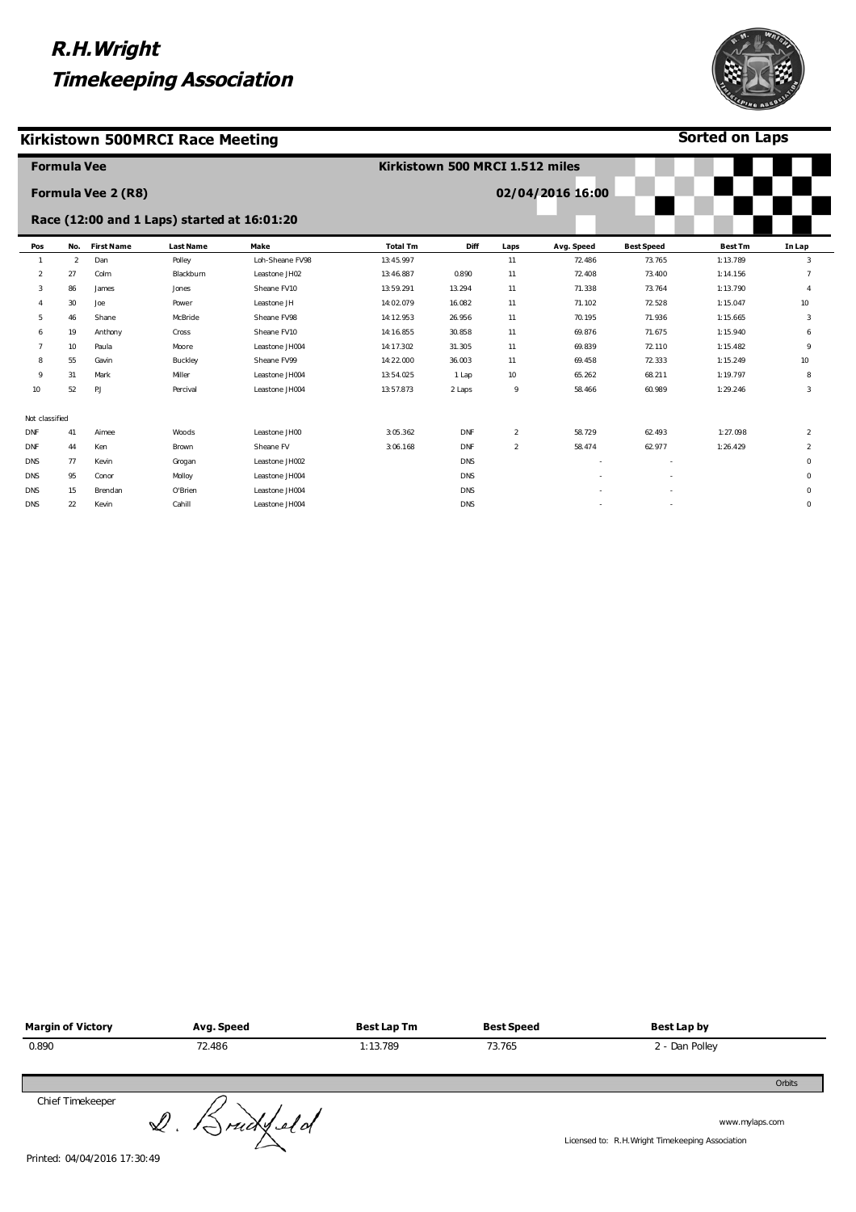# R.H.Wright Timekeeping Association

## Kirkistown 500MRCI Race Meeting

**Sorted on Laps**

**Formula Vee** — **Kirkistown 500 MRCI 1.512 miles**

**Formula Vee 2 (R8)** — **02/04/2016 16:00**

**Race (12:00 and 1 Laps) started at 16:01:20**

| Pos | No. | First Name | Last Name | Make | Total Tm | Diff | Laps | Avg. Speed | Best Speed | Best Tm | In Lap |
|---|---|---|---|---|---|---|---|---|---|---|---|
| 1 | 2 | Dan | Polley | Loh-Sheane FV98 | 13:45.997 | | 11 | 72.486 | 73.765 | 1:13.789 | 3 |
| 2 | 27 | Colm | Blackburn | Leastone JH02 | 13:46.887 | 0.890 | 11 | 72.408 | 73.400 | 1:14.156 | 7 |
| 3 | 86 | James | Jones | Sheane FV10 | 13:59.291 | 13.294 | 11 | 71.338 | 73.764 | 1:13.790 | 4 |
| 4 | 30 | Joe | Power | Leastone JH | 14:02.079 | 16.082 | 11 | 71.102 | 72.528 | 1:15.047 | 10 |
| 5 | 46 | Shane | McBride | Sheane FV98 | 14:12.953 | 26.956 | 11 | 70.195 | 71.936 | 1:15.665 | 3 |
| 6 | 19 | Anthony | Cross | Sheane FV10 | 14:16.855 | 30.858 | 11 | 69.876 | 71.675 | 1:15.940 | 6 |
| 7 | 10 | Paula | Moore | Leastone JH004 | 14:17.302 | 31.305 | 11 | 69.839 | 72.110 | 1:15.482 | 9 |
| 8 | 55 | Gavin | Buckley | Sheane FV99 | 14:22.000 | 36.003 | 11 | 69.458 | 72.333 | 1:15.249 | 10 |
| 9 | 31 | Mark | Miller | Leastone JH004 | 13:54.025 | 1 Lap | 10 | 65.262 | 68.211 | 1:19.797 | 8 |
| 10 | 52 | PJ | Percival | Leastone JH004 | 13:57.873 | 2 Laps | 9 | 58.466 | 60.989 | 1:29.246 | 3 |
| Not classified | | | | | | | | | | | |
| DNF | 41 | Aimee | Woods | Leastone JH00 | 3:05.362 | DNF | 2 | 58.729 | 62.493 | 1:27.098 | 2 |
| DNF | 44 | Ken | Brown | Sheane FV | 3:06.168 | DNF | 2 | 58.474 | 62.977 | 1:26.429 | 2 |
| DNS | 77 | Kevin | Grogan | Leastone JH002 | | DNS | | - | - | | 0 |
| DNS | 95 | Conor | Molloy | Leastone JH004 | | DNS | | - | - | | 0 |
| DNS | 15 | Brendan | O'Brien | Leastone JH004 | | DNS | | - | - | | 0 |
| DNS | 22 | Kevin | Cahill | Leastone JH004 | | DNS | | - | - | | 0 |

| Margin of Victory | Avg. Speed | Best Lap Tm | Best Speed | Best Lap by |
|---|---|---|---|---|
| 0.890 | 72.486 | 1:13.789 | 73.765 | 2 - Dan Polley |

Orbits

Chief Timekeeper

D. Bradfield

www.mylaps.com

Licensed to: R.H.Wright Timekeeping Association

Printed: 04/04/2016 17:30:49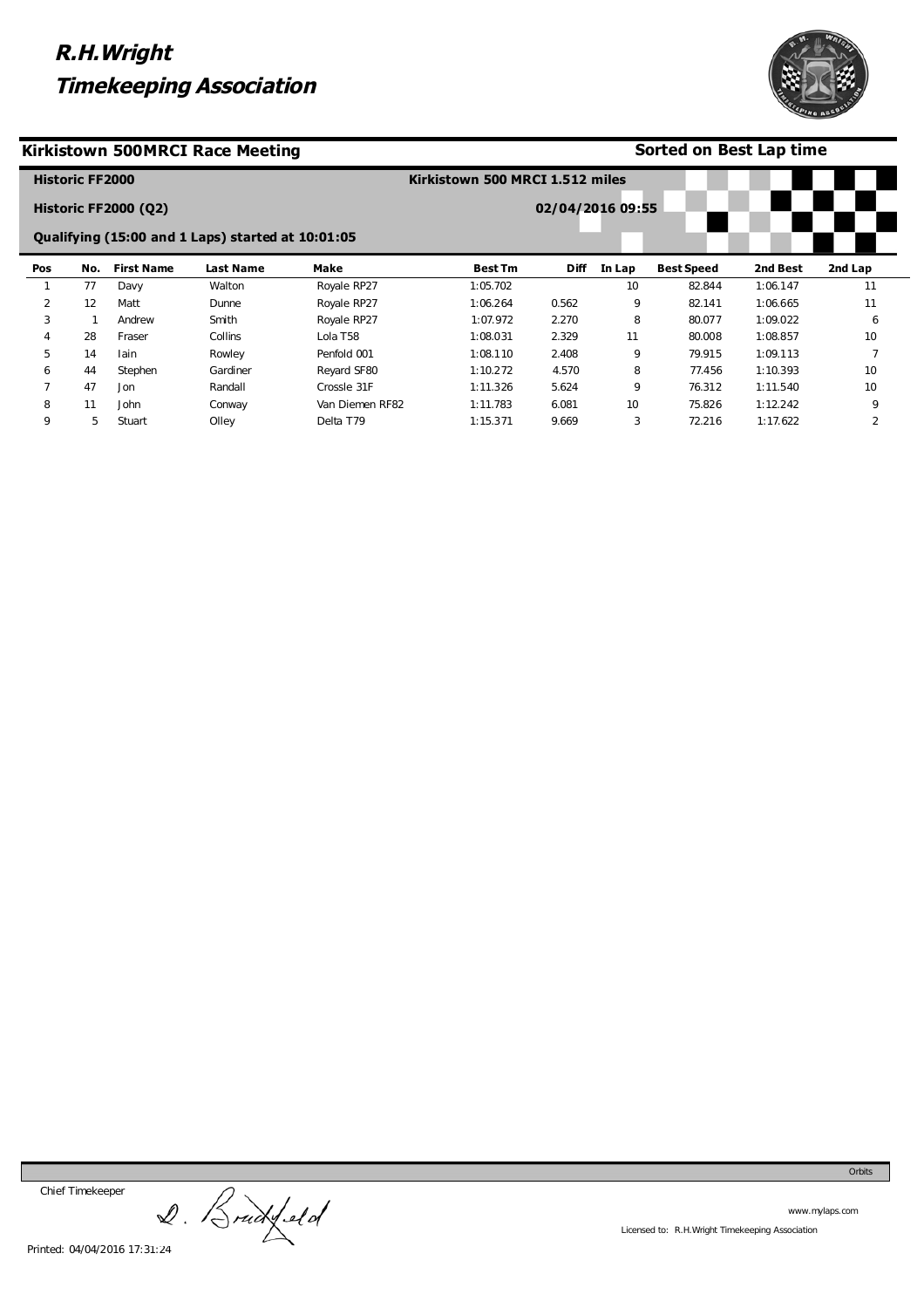# R.H.Wright Timekeeping Association

## Kirkistown 500MRCI Race Meeting

**Sorted on Best Lap time**

**Historic FF2000**

**Historic FF2000 (Q2)**

**Qualifying (15:00 and 1 Laps) started at 10:01:05**

**Kirkistown 500 MRCI 1.512 miles**

**02/04/2016 09:55**

| Pos | No. | First Name | Last Name | Make | Best Tm | Diff | In Lap | Best Speed | 2nd Best | 2nd Lap |
|---|---|---|---|---|---|---|---|---|---|---|
| 1 | 77 | Davy | Walton | Royale RP27 | 1:05.702 | | 10 | 82.844 | 1:06.147 | 11 |
| 2 | 12 | Matt | Dunne | Royale RP27 | 1:06.264 | 0.562 | 9 | 82.141 | 1:06.665 | 11 |
| 3 | 1 | Andrew | Smith | Royale RP27 | 1:07.972 | 2.270 | 8 | 80.077 | 1:09.022 | 6 |
| 4 | 28 | Fraser | Collins | Lola T58 | 1:08.031 | 2.329 | 11 | 80.008 | 1:08.857 | 10 |
| 5 | 14 | Iain | Rowley | Penfold 001 | 1:08.110 | 2.408 | 9 | 79.915 | 1:09.113 | 7 |
| 6 | 44 | Stephen | Gardiner | Reyard SF80 | 1:10.272 | 4.570 | 8 | 77.456 | 1:10.393 | 10 |
| 7 | 47 | Jon | Randall | Crossle 31F | 1:11.326 | 5.624 | 9 | 76.312 | 1:11.540 | 10 |
| 8 | 11 | John | Conway | Van Diemen RF82 | 1:11.783 | 6.081 | 10 | 75.826 | 1:12.242 | 9 |
| 9 | 5 | Stuart | Olley | Delta T79 | 1:15.371 | 9.669 | 3 | 72.216 | 1:17.622 | 2 |

Chief Timekeeper D. Brudyfield

Printed: 04/04/2016 17:31:24

Orbits

www.mylaps.com

Licensed to: R.H.Wright Timekeeping Association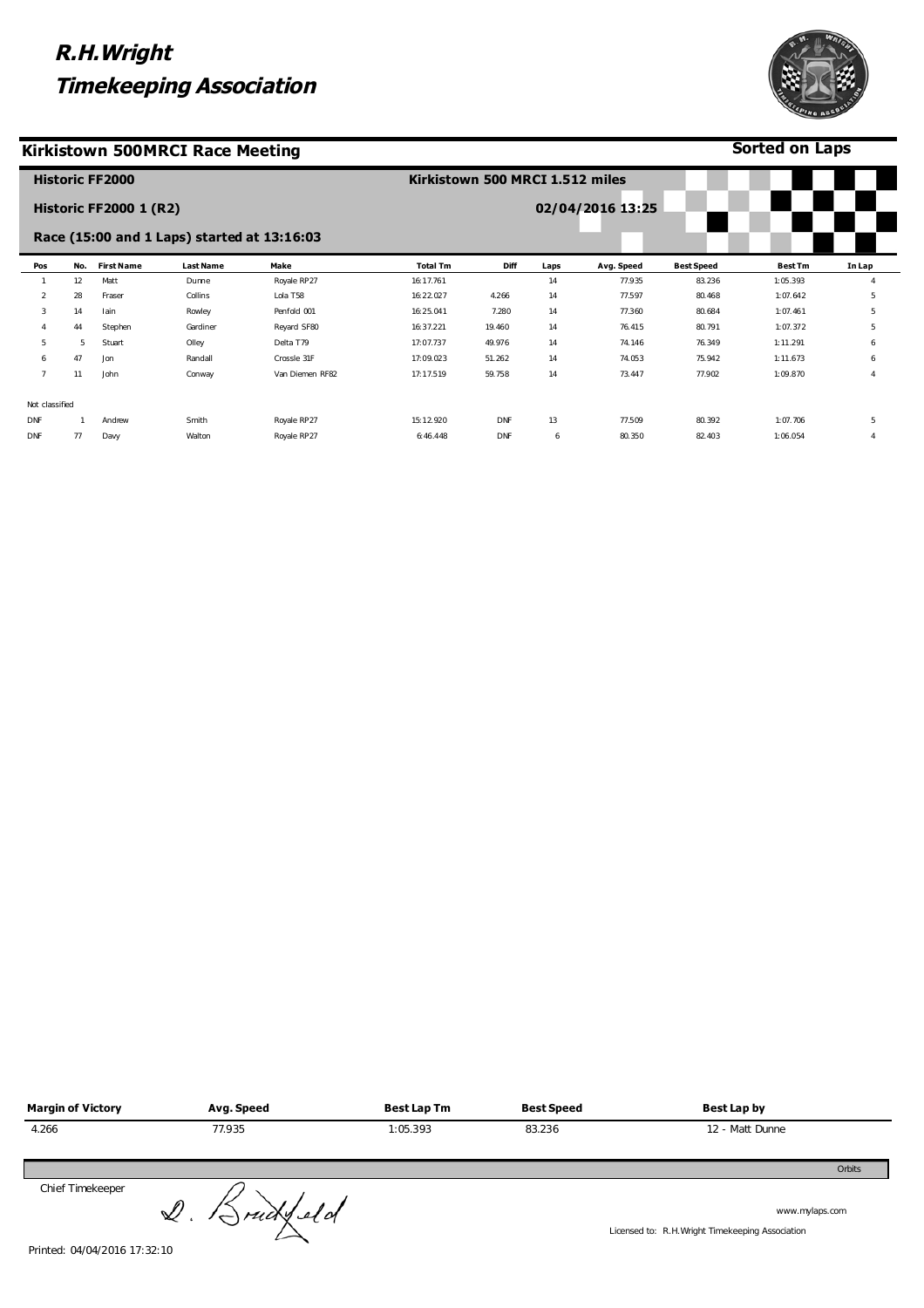# R.H.Wright Timekeeping Association

## Kirkistown 500MRCI Race Meeting

**Sorted on Laps**

**Historic FF2000**

**Kirkistown 500 MRCI 1.512 miles**

**Historic FF2000 1 (R2)**

**02/04/2016 13:25**

**Race (15:00 and 1 Laps) started at 13:16:03**

| Pos | No. | First Name | Last Name | Make | Total Tm | Diff | Laps | Avg. Speed | Best Speed | Best Tm | In Lap |
|---|---|---|---|---|---|---|---|---|---|---|---|
| 1 | 12 | Matt | Dunne | Royale RP27 | 16:17.761 | | 14 | 77.935 | 83.236 | 1:05.393 | 4 |
| 2 | 28 | Fraser | Collins | Lola T58 | 16:22.027 | 4.266 | 14 | 77.597 | 80.468 | 1:07.642 | 5 |
| 3 | 14 | Iain | Rowley | Penfold 001 | 16:25.041 | 7.280 | 14 | 77.360 | 80.684 | 1:07.461 | 5 |
| 4 | 44 | Stephen | Gardiner | Reyard SF80 | 16:37.221 | 19.460 | 14 | 76.415 | 80.791 | 1:07.372 | 5 |
| 5 | 5 | Stuart | Olley | Delta T79 | 17:07.737 | 49.976 | 14 | 74.146 | 76.349 | 1:11.291 | 6 |
| 6 | 47 | Jon | Randall | Crossle 31F | 17:09.023 | 51.262 | 14 | 74.053 | 75.942 | 1:11.673 | 6 |
| 7 | 11 | John | Conway | Van Diemen RF82 | 17:17.519 | 59.758 | 14 | 73.447 | 77.902 | 1:09.870 | 4 |
| Not classified | | | | | | | | | | | |
| DNF | 1 | Andrew | Smith | Royale RP27 | 15:12.920 | DNF | 13 | 77.509 | 80.392 | 1:07.706 | 5 |
| DNF | 77 | Davy | Walton | Royale RP27 | 6:46.448 | DNF | 6 | 80.350 | 82.403 | 1:06.054 | 4 |

| Margin of Victory | Avg. Speed | Best Lap Tm | Best Speed | Best Lap by |
|---|---|---|---|---|
| 4.266 | 77.935 | 1:05.393 | 83.236 | 12 - Matt Dunne |

Orbits

Chief Timekeeper

D. Bradfield

www.mylaps.com

Licensed to: R.H.Wright Timekeeping Association

Printed: 04/04/2016 17:32:10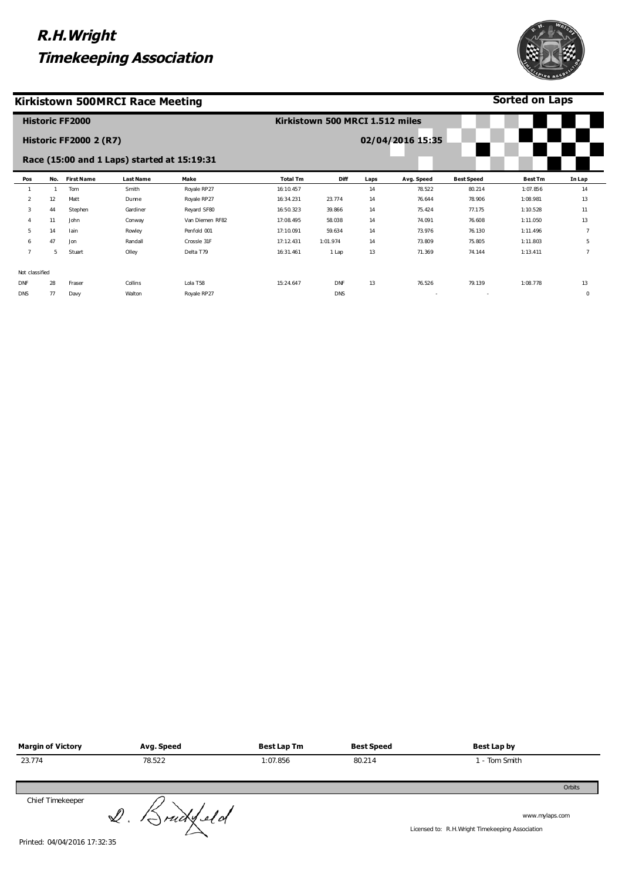# R.H.Wright Timekeeping Association

## Kirkistown 500MRCI Race Meeting

**Sorted on Laps**

### Historic FF2000

**Kirkistown 500 MRCI 1.512 miles**

### Historic FF2000 2 (R7)

**02/04/2016 15:35**

### Race (15:00 and 1 Laps) started at 15:19:31

| Pos | No. | First Name | Last Name | Make | Total Tm | Diff | Laps | Avg. Speed | Best Speed | Best Tm | In Lap |
|---|---|---|---|---|---|---|---|---|---|---|---|
| 1 | 1 | Tom | Smith | Royale RP27 | 16:10.457 | | 14 | 78.522 | 80.214 | 1:07.856 | 14 |
| 2 | 12 | Matt | Dunne | Royale RP27 | 16:34.231 | 23.774 | 14 | 76.644 | 78.906 | 1:08.981 | 13 |
| 3 | 44 | Stephen | Gardiner | Reyard SF80 | 16:50.323 | 39.866 | 14 | 75.424 | 77.175 | 1:10.528 | 11 |
| 4 | 11 | John | Conway | Van Diemen RF82 | 17:08.495 | 58.038 | 14 | 74.091 | 76.608 | 1:11.050 | 13 |
| 5 | 14 | Iain | Rowley | Penfold 001 | 17:10.091 | 59.634 | 14 | 73.976 | 76.130 | 1:11.496 | 7 |
| 6 | 47 | Jon | Randall | Crossle 31F | 17:12.431 | 1:01.974 | 14 | 73.809 | 75.805 | 1:11.803 | 5 |
| 7 | 5 | Stuart | Olley | Delta T79 | 16:31.461 | 1 Lap | 13 | 71.369 | 74.144 | 1:13.411 | 7 |
| Not classified | | | | | | | | | | | |
| DNF | 28 | Fraser | Collins | Lola T58 | 15:24.647 | DNF | 13 | 76.526 | 79.139 | 1:08.778 | 13 |
| DNS | 77 | Davy | Walton | Royale RP27 | | DNS | | - | - | | 0 |

| Margin of Victory | Avg. Speed | Best Lap Tm | Best Speed | Best Lap by |
|---|---|---|---|---|
| 23.774 | 78.522 | 1:07.856 | 80.214 | 1 - Tom Smith |

Orbits

Chief Timekeeper D. Bradfield

www.mylaps.com

Licensed to: R.H.Wright Timekeeping Association

Printed: 04/04/2016 17:32:35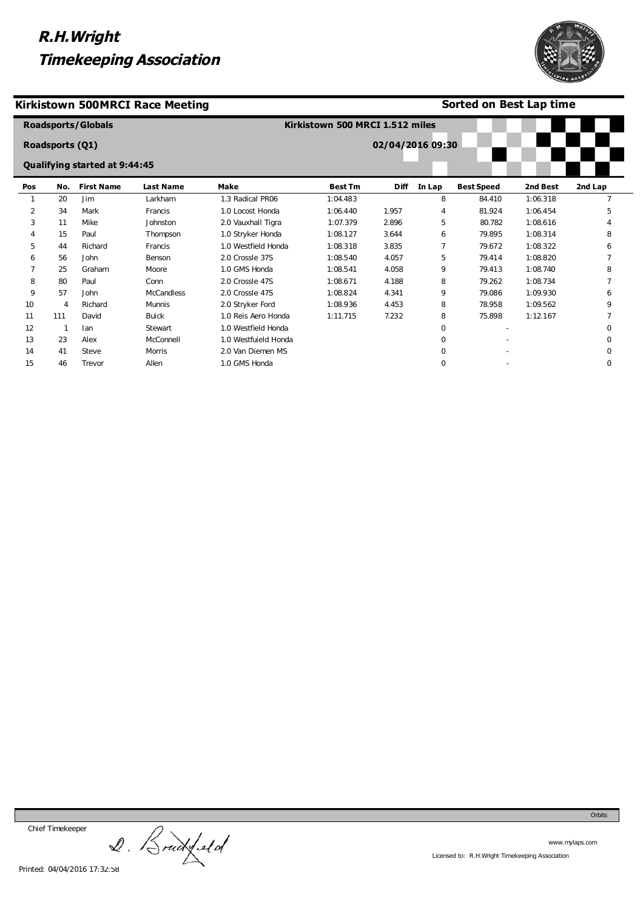# R.H.Wright Timekeeping Association

## Kirkistown 500MRCI Race Meeting

**Sorted on Best Lap time**

**Roadsports/Globals**

**Kirkistown 500 MRCI 1.512 miles**

**Roadsports (Q1)**

**02/04/2016 09:30**

**Qualifying started at 9:44:45**

| Pos | No. | First Name | Last Name | Make | Best Tm | Diff | In Lap | Best Speed | 2nd Best | 2nd Lap |
|---|---|---|---|---|---|---|---|---|---|---|
| 1 | 20 | Jim | Larkham | 1.3 Radical PR06 | 1:04.483 | | 8 | 84.410 | 1:06.318 | 7 |
| 2 | 34 | Mark | Francis | 1.0 Locost Honda | 1:06.440 | 1.957 | 4 | 81.924 | 1:06.454 | 5 |
| 3 | 11 | Mike | Johnston | 2.0 Vauxhall Tigra | 1:07.379 | 2.896 | 5 | 80.782 | 1:08.616 | 4 |
| 4 | 15 | Paul | Thompson | 1.0 Stryker Honda | 1:08.127 | 3.644 | 6 | 79.895 | 1:08.314 | 8 |
| 5 | 44 | Richard | Francis | 1.0 Westfield Honda | 1:08.318 | 3.835 | 7 | 79.672 | 1:08.322 | 6 |
| 6 | 56 | John | Benson | 2.0 Crossle 37S | 1:08.540 | 4.057 | 5 | 79.414 | 1:08.820 | 7 |
| 7 | 25 | Graham | Moore | 1.0 GMS Honda | 1:08.541 | 4.058 | 9 | 79.413 | 1:08.740 | 8 |
| 8 | 80 | Paul | Conn | 2.0 Crossle 47S | 1:08.671 | 4.188 | 8 | 79.262 | 1:08.734 | 7 |
| 9 | 57 | John | McCandless | 2.0 Crossle 47S | 1:08.824 | 4.341 | 9 | 79.086 | 1:09.930 | 6 |
| 10 | 4 | Richard | Munnis | 2.0 Stryker Ford | 1:08.936 | 4.453 | 8 | 78.958 | 1:09.562 | 9 |
| 11 | 111 | David | Buick | 1.0 Reis Aero Honda | 1:11.715 | 7.232 | 8 | 75.898 | 1:12.167 | 7 |
| 12 | 1 | Ian | Stewart | 1.0 Westfield Honda | | | 0 | - | | 0 |
| 13 | 23 | Alex | McConnell | 1.0 Westfuield Honda | | | 0 | - | | 0 |
| 14 | 41 | Steve | Morris | 2.0 Van Diemen MS | | | 0 | - | | 0 |
| 15 | 46 | Trevor | Allen | 1.0 GMS Honda | | | 0 | - | | 0 |

Chief Timekeeper D. Bradfield

Printed: 04/04/2016 17:32:58

Orbits

www.mylaps.com

Licensed to: R.H.Wright Timekeeping Association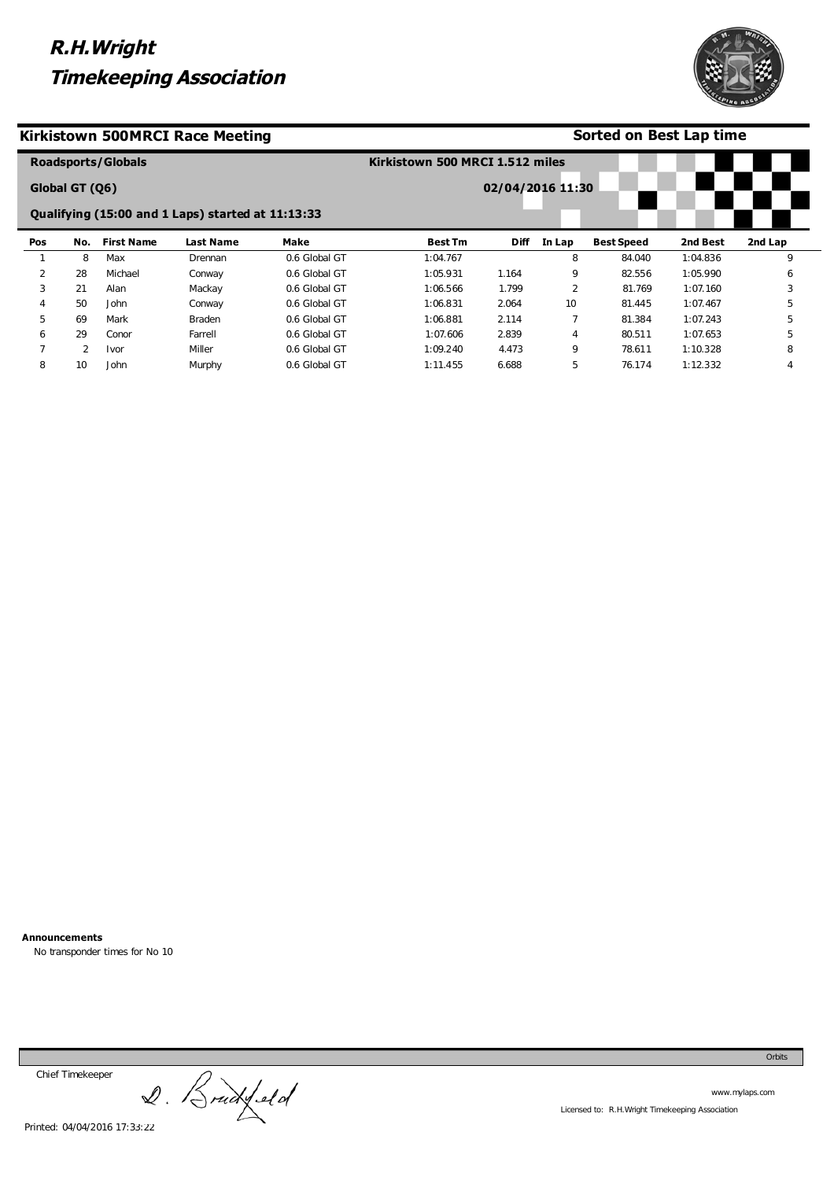# R.H.Wright Timekeeping Association

## Kirkistown 500MRCI Race Meeting

**Sorted on Best Lap time**

**Roadsports/Globals** — **Kirkistown 500 MRCI 1.512 miles**

**Global GT (Q6)** — **02/04/2016 11:30**

**Qualifying (15:00 and 1 Laps) started at 11:13:33**

| Pos | No. | First Name | Last Name | Make | Best Tm | Diff | In Lap | Best Speed | 2nd Best | 2nd Lap |
|---|---|---|---|---|---|---|---|---|---|---|
| 1 | 8 | Max | Drennan | 0.6 Global GT | 1:04.767 | | 8 | 84.040 | 1:04.836 | 9 |
| 2 | 28 | Michael | Conway | 0.6 Global GT | 1:05.931 | 1.164 | 9 | 82.556 | 1:05.990 | 6 |
| 3 | 21 | Alan | Mackay | 0.6 Global GT | 1:06.566 | 1.799 | 2 | 81.769 | 1:07.160 | 3 |
| 4 | 50 | John | Conway | 0.6 Global GT | 1:06.831 | 2.064 | 10 | 81.445 | 1:07.467 | 5 |
| 5 | 69 | Mark | Braden | 0.6 Global GT | 1:06.881 | 2.114 | 7 | 81.384 | 1:07.243 | 5 |
| 6 | 29 | Conor | Farrell | 0.6 Global GT | 1:07.606 | 2.839 | 4 | 80.511 | 1:07.653 | 5 |
| 7 | 2 | Ivor | Miller | 0.6 Global GT | 1:09.240 | 4.473 | 9 | 78.611 | 1:10.328 | 8 |
| 8 | 10 | John | Murphy | 0.6 Global GT | 1:11.455 | 6.688 | 5 | 76.174 | 1:12.332 | 4 |

**Announcements**

No transponder times for No 10

Chief Timekeeper D. Bradfield

Printed: 04/04/2016 17:33:22

Orbits

www.mylaps.com

Licensed to: R.H.Wright Timekeeping Association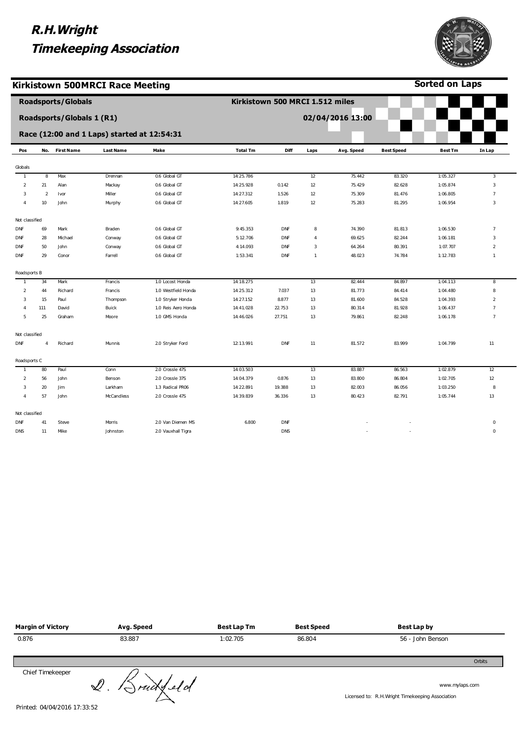# R.H.Wright Timekeeping Association

## Kirkistown 500MRCI Race Meeting

**Sorted on Laps**

**Roadsports/Globals** — **Kirkistown 500 MRCI 1.512 miles**

**Roadsports/Globals 1 (R1)** — **02/04/2016 13:00**

**Race (12:00 and 1 Laps) started at 12:54:31**

| Pos | No. | First Name | Last Name | Make | Total Tm | Diff | Laps | Avg. Speed | Best Speed | Best Tm | In Lap |
|---|---|---|---|---|---|---|---|---|---|---|---|
| Globals | | | | | | | | | | | |
| 1 | 8 | Max | Drennan | 0.6 Global GT | 14:25.786 | | 12 | 75.442 | 83.320 | 1:05.327 | 3 |
| 2 | 21 | Alan | Mackay | 0.6 Global GT | 14:25.928 | 0.142 | 12 | 75.429 | 82.628 | 1:05.874 | 3 |
| 3 | 2 | Ivor | Miller | 0.6 Global GT | 14:27.312 | 1.526 | 12 | 75.309 | 81.476 | 1:06.805 | 7 |
| 4 | 10 | John | Murphy | 0.6 Global GT | 14:27.605 | 1.819 | 12 | 75.283 | 81.295 | 1:06.954 | 3 |
| Not classified | | | | | | | | | | | |
| DNF | 69 | Mark | Braden | 0.6 Global GT | 9:45.353 | DNF | 8 | 74.390 | 81.813 | 1:06.530 | 7 |
| DNF | 28 | Michael | Conway | 0.6 Global GT | 5:12.706 | DNF | 4 | 69.625 | 82.244 | 1:06.181 | 3 |
| DNF | 50 | John | Conway | 0.6 Global GT | 4:14.093 | DNF | 3 | 64.264 | 80.391 | 1:07.707 | 2 |
| DNF | 29 | Conor | Farrell | 0.6 Global GT | 1:53.341 | DNF | 1 | 48.023 | 74.784 | 1:12.783 | 1 |
| Roadsports B | | | | | | | | | | | |
| 1 | 34 | Mark | Francis | 1.0 Locost Honda | 14:18.275 | | 13 | 82.444 | 84.897 | 1:04.113 | 8 |
| 2 | 44 | Richard | Francis | 1.0 Westfield Honda | 14:25.312 | 7.037 | 13 | 81.773 | 84.414 | 1:04.480 | 8 |
| 3 | 15 | Paul | Thompson | 1.0 Stryker Honda | 14:27.152 | 8.877 | 13 | 81.600 | 84.528 | 1:04.393 | 2 |
| 4 | 111 | David | Buick | 1.0 Reis Aero Honda | 14:41.028 | 22.753 | 13 | 80.314 | 81.928 | 1:06.437 | 7 |
| 5 | 25 | Graham | Moore | 1.0 GMS Honda | 14:46.026 | 27.751 | 13 | 79.861 | 82.248 | 1:06.178 | 7 |
| Not classified | | | | | | | | | | | |
| DNF | 4 | Richard | Munnis | 2.0 Stryker Ford | 12:13.991 | DNF | 11 | 81.572 | 83.999 | 1:04.799 | 11 |
| Roadsports C | | | | | | | | | | | |
| 1 | 80 | Paul | Conn | 2.0 Crossle 47S | 14:03.503 | | 13 | 83.887 | 86.563 | 1:02.879 | 12 |
| 2 | 56 | John | Benson | 2.0 Crossle 37S | 14:04.379 | 0.876 | 13 | 83.800 | 86.804 | 1:02.705 | 12 |
| 3 | 20 | Jim | Larkham | 1.3 Radical PR06 | 14:22.891 | 19.388 | 13 | 82.003 | 86.056 | 1:03.250 | 8 |
| 4 | 57 | John | McCandless | 2.0 Crossle 47S | 14:39.839 | 36.336 | 13 | 80.423 | 82.791 | 1:05.744 | 13 |
| Not classified | | | | | | | | | | | |
| DNF | 41 | Steve | Morris | 2.0 Van Diemen MS | 6.800 | DNF | | - | - | | 0 |
| DNS | 11 | Mike | Johnston | 2.0 Vauxhall Tigra | | DNS | | - | - | | 0 |

| Margin of Victory | Avg. Speed | Best Lap Tm | Best Speed | Best Lap by |
|---|---|---|---|---|
| 0.876 | 83.887 | 1:02.705 | 86.804 | 56 - John Benson |

Orbits

Chief Timekeeper D. Brickfield

www.mylaps.com

Licensed to: R.H.Wright Timekeeping Association

Printed: 04/04/2016 17:33:52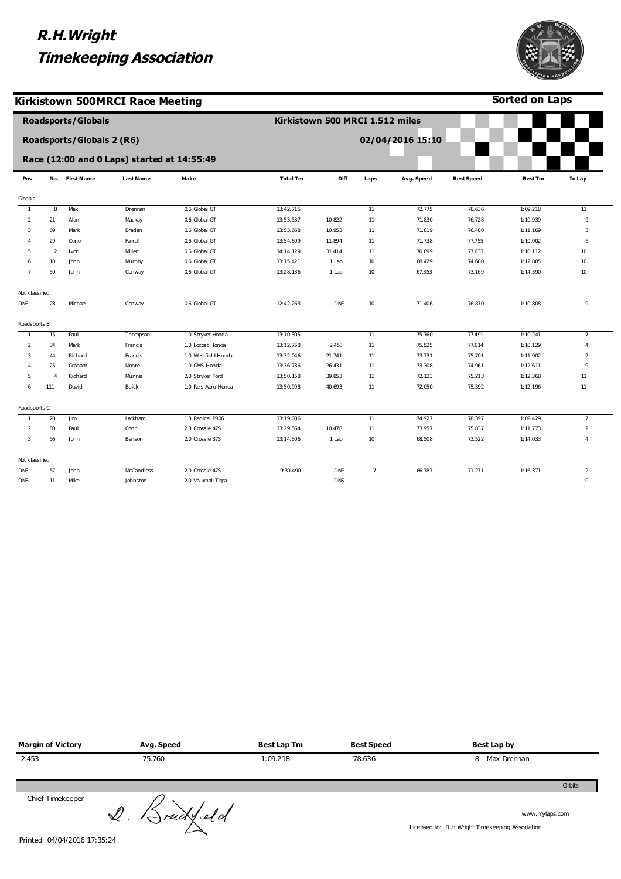# R.H.Wright Timekeeping Association

## Kirkistown 500MRCI Race Meeting

**Sorted on Laps**

**Roadsports/Globals**

**Kirkistown 500 MRCI 1.512 miles**

**Roadsports/Globals 2 (R6)**

**02/04/2016 15:10**

**Race (12:00 and 0 Laps) started at 14:55:49**

| Pos | No. | First Name | Last Name | Make | Total Tm | Diff | Laps | Avg. Speed | Best Speed | Best Tm | In Lap |
|---|---|---|---|---|---|---|---|---|---|---|---|
| Globals | | | | | | | | | | | |
| 1 | 8 | Max | Drennan | 0.6 Global GT | 13:42.715 | | 11 | 72.775 | 78.636 | 1:09.218 | 11 |
| 2 | 21 | Alan | Mackay | 0.6 Global GT | 13:53.537 | 10.822 | 11 | 71.830 | 76.728 | 1:10.939 | 9 |
| 3 | 69 | Mark | Braden | 0.6 Global GT | 13:53.668 | 10.953 | 11 | 71.819 | 76.480 | 1:11.169 | 3 |
| 4 | 29 | Conor | Farrell | 0.6 Global GT | 13:54.609 | 11.894 | 11 | 71.738 | 77.755 | 1:10.002 | 6 |
| 5 | 2 | Ivor | Miller | 0.6 Global GT | 14:14.129 | 31.414 | 11 | 70.099 | 77.633 | 1:10.112 | 10 |
| 6 | 10 | John | Murphy | 0.6 Global GT | 13:15.421 | 1 Lap | 10 | 68.429 | 74.680 | 1:12.885 | 10 |
| 7 | 50 | John | Conway | 0.6 Global GT | 13:28.136 | 1 Lap | 10 | 67.353 | 73.169 | 1:14.390 | 10 |
| Not classified | | | | | | | | | | | |
| DNF | 28 | Michael | Conway | 0.6 Global GT | 12:42.263 | DNF | 10 | 71.406 | 76.870 | 1:10.808 | 9 |
| Roadsports B | | | | | | | | | | | |
| 1 | 15 | Paul | Thompson | 1.0 Stryker Honda | 13:10.305 | | 11 | 75.760 | 77.491 | 1:10.241 | 7 |
| 2 | 34 | Mark | Francis | 1.0 Locost Honda | 13:12.758 | 2.453 | 11 | 75.525 | 77.614 | 1:10.129 | 4 |
| 3 | 44 | Richard | Francis | 1.0 Westfield Honda | 13:32.046 | 21.741 | 11 | 73.731 | 75.701 | 1:11.902 | 2 |
| 4 | 25 | Graham | Moore | 1.0 GMS Honda | 13:36.736 | 26.431 | 11 | 73.308 | 74.961 | 1:12.611 | 9 |
| 5 | 4 | Richard | Munnis | 2.0 Stryker Ford | 13:50.158 | 39.853 | 11 | 72.123 | 75.213 | 1:12.368 | 11 |
| 6 | 111 | David | Buick | 1.0 Reis Aero Honda | 13:50.998 | 40.693 | 11 | 72.050 | 75.392 | 1:12.196 | 11 |
| Roadsports C | | | | | | | | | | | |
| 1 | 20 | Jim | Larkham | 1.3 Radical PR06 | 13:19.086 | | 11 | 74.927 | 78.397 | 1:09.429 | 7 |
| 2 | 80 | Paul | Conn | 2.0 Crossle 47S | 13:29.564 | 10.478 | 11 | 73.957 | 75.837 | 1:11.773 | 2 |
| 3 | 56 | John | Benson | 2.0 Crossle 37S | 13:14.506 | 1 Lap | 10 | 68.508 | 73.522 | 1:14.033 | 4 |
| Not classified | | | | | | | | | | | |
| DNF | 57 | John | McCandless | 2.0 Crossle 47S | 9:30.490 | DNF | 7 | 66.787 | 71.271 | 1:16.371 | 2 |
| DNS | 11 | Mike | Johnston | 2.0 Vauxhall Tigra | | DNS | | - | - | | 0 |

| Margin of Victory | Avg. Speed | Best Lap Tm | Best Speed | Best Lap by |
|---|---|---|---|---|
| 2.453 | 75.760 | 1:09.218 | 78.636 | 8 - Max Drennan |

Orbits

Chief Timekeeper D. Bradfield

www.mylaps.com

Licensed to: R.H.Wright Timekeeping Association

Printed: 04/04/2016 17:35:24